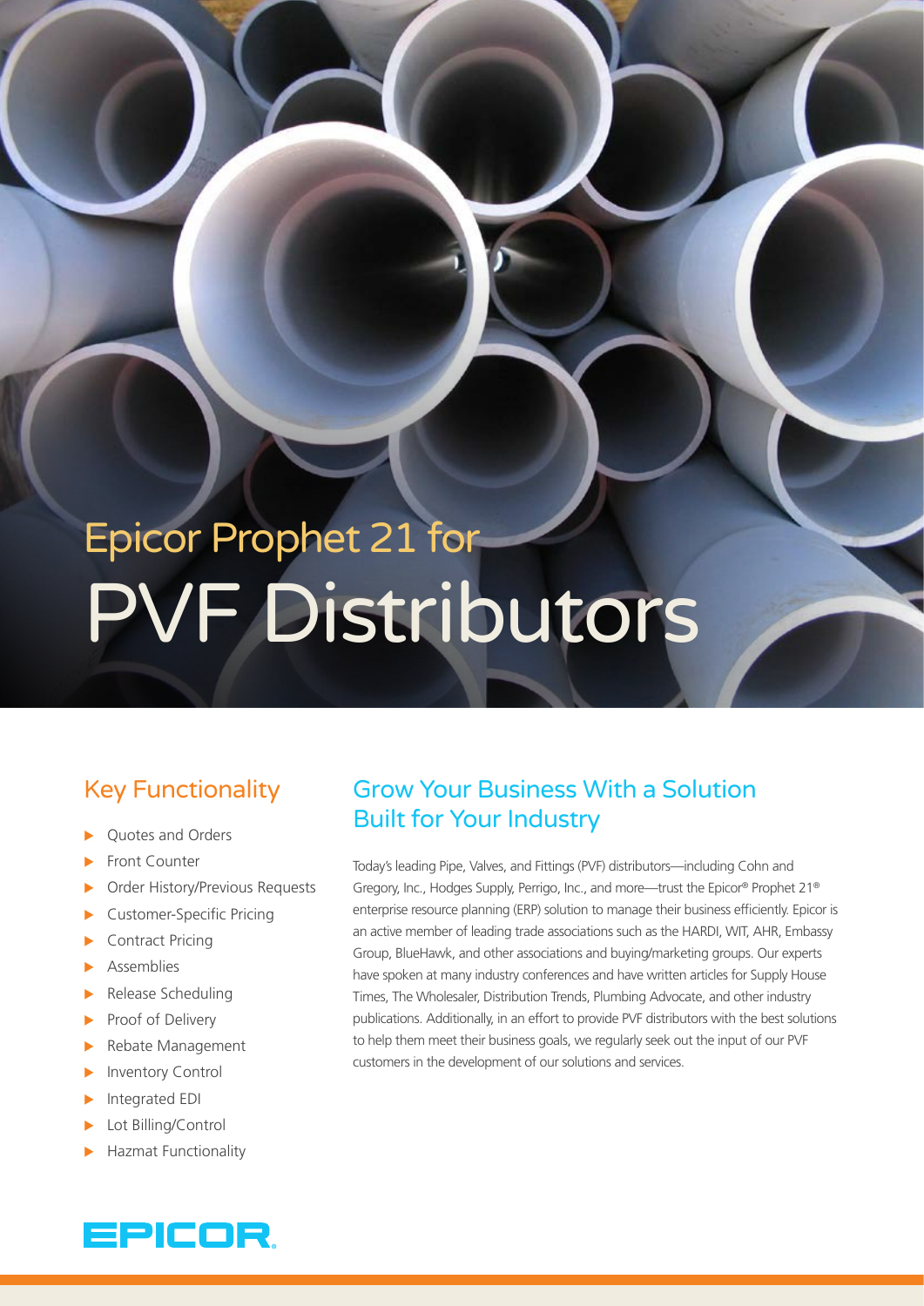# Epicor Prophet 21 for PVF Distributors

## Key Functionality

- Quotes and Orders
- Front Counter
- Order History/Previous Requests
- Customer-Specific Pricing
- Contract Pricing
- Assemblies
- Release Scheduling
- Proof of Delivery
- Rebate Management
- Inventory Control
- Integrated EDI
- Lot Billing/Control
- Hazmat Functionality

## Grow Your Business With a Solution Built for Your Industry

Today's leading Pipe, Valves, and Fittings (PVF) distributors—including Cohn and Gregory, Inc., Hodges Supply, Perrigo, Inc., and more—trust the Epicor® Prophet 21® enterprise resource planning (ERP) solution to manage their business efficiently. Epicor is an active member of leading trade associations such as the HARDI, WIT, AHR, Embassy Group, BlueHawk, and other associations and buying/marketing groups. Our experts have spoken at many industry conferences and have written articles for Supply House Times, The Wholesaler, Distribution Trends, Plumbing Advocate, and other industry publications. Additionally, in an effort to provide PVF distributors with the best solutions to help them meet their business goals, we regularly seek out the input of our PVF customers in the development of our solutions and services.

EPICOR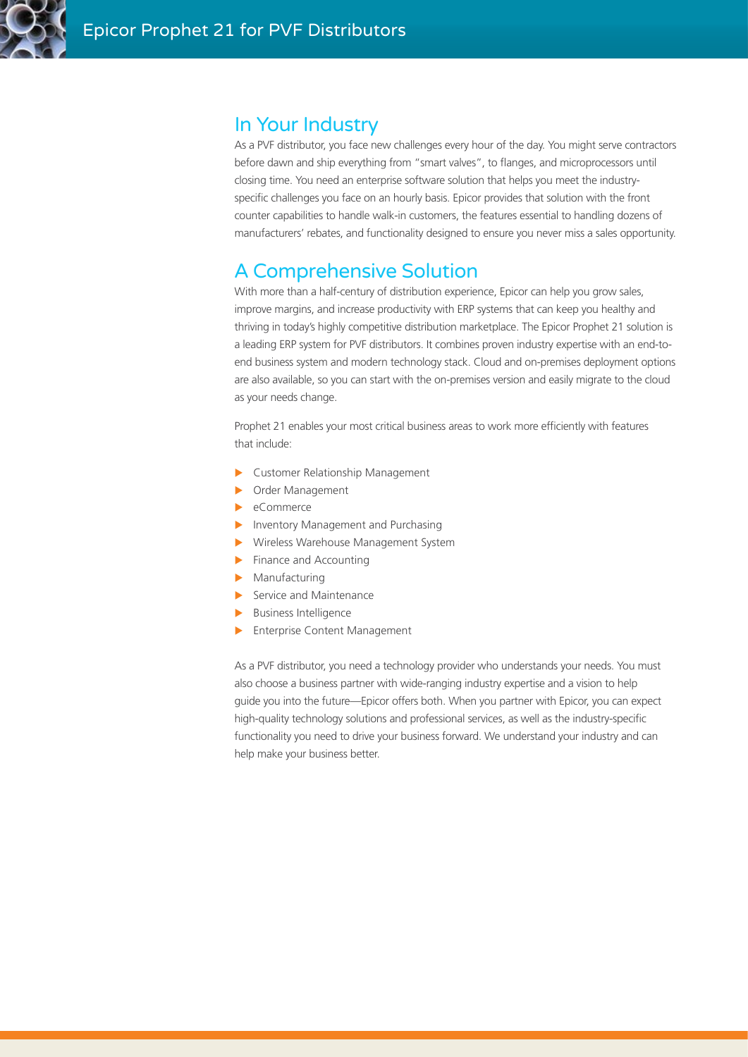## In Your Industry

As a PVF distributor, you face new challenges every hour of the day. You might serve contractors before dawn and ship everything from "smart valves", to flanges, and microprocessors until closing time. You need an enterprise software solution that helps you meet the industry-specific challenges you face on an hourly basis. Epicor provides that solution with the front counter capabilities to handle walk-in customers, the features essential to handling dozens of manufacturers' rebates, and functionality designed to ensure you never miss a sales opportunity.

## A Comprehensive Solution

With more than a half-century of distribution experience, Epicor can help you grow sales, improve margins, and increase productivity with ERP systems that can keep you healthy and thriving in today's highly competitive distribution marketplace. The Epicor Prophet 21 solution is a leading ERP system for PVF distributors. It combines proven industry expertise with an end-to-end business system and modern technology stack. Cloud and on-premises deployment options are also available, so you can start with the on-premises version and easily migrate to the cloud as your needs change.

Prophet 21 enables your most critical business areas to work more efficiently with features that include:

- Customer Relationship Management
- Order Management
- eCommerce
- Inventory Management and Purchasing
- Wireless Warehouse Management System
- Finance and Accounting
- Manufacturing
- Service and Maintenance
- Business Intelligence
- Enterprise Content Management

As a PVF distributor, you need a technology provider who understands your needs. You must also choose a business partner with wide-ranging industry expertise and a vision to help guide you into the future—Epicor offers both. When you partner with Epicor, you can expect high-quality technology solutions and professional services, as well as the industry-specific functionality you need to drive your business forward. We understand your industry and can help make your business better.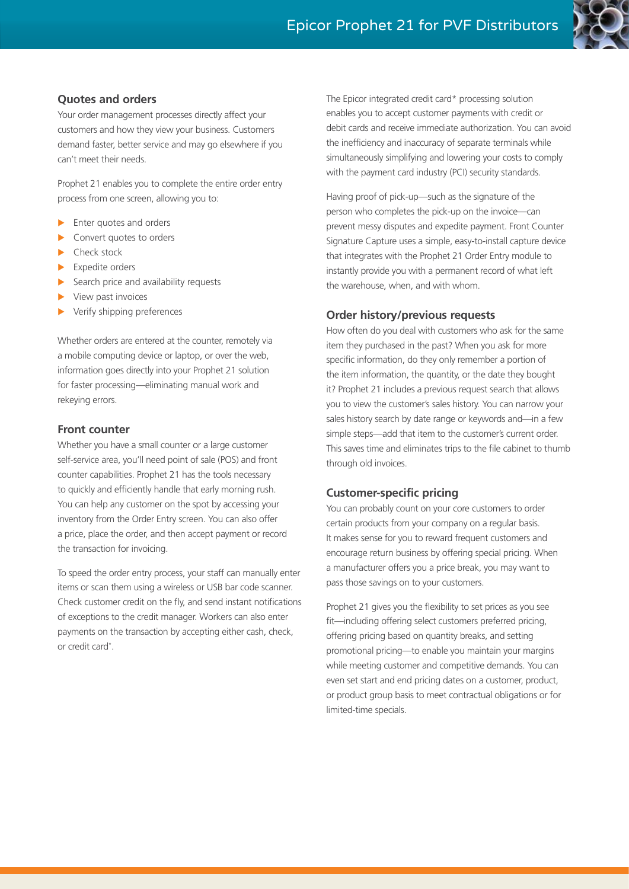## Quotes and orders

Your order management processes directly affect your customers and how they view your business. Customers demand faster, better service and may go elsewhere if you can't meet their needs.

Prophet 21 enables you to complete the entire order entry process from one screen, allowing you to:

- Enter quotes and orders
- Convert quotes to orders
- Check stock
- Expedite orders
- Search price and availability requests
- View past invoices
- Verify shipping preferences

Whether orders are entered at the counter, remotely via a mobile computing device or laptop, or over the web, information goes directly into your Prophet 21 solution for faster processing—eliminating manual work and rekeying errors.

## Front counter

Whether you have a small counter or a large customer self-service area, you'll need point of sale (POS) and front counter capabilities. Prophet 21 has the tools necessary to quickly and efficiently handle that early morning rush. You can help any customer on the spot by accessing your inventory from the Order Entry screen. You can also offer a price, place the order, and then accept payment or record the transaction for invoicing.

To speed the order entry process, your staff can manually enter items or scan them using a wireless or USB bar code scanner. Check customer credit on the fly, and send instant notifications of exceptions to the credit manager. Workers can also enter payments on the transaction by accepting either cash, check, or credit card*.

The Epicor integrated credit card* processing solution enables you to accept customer payments with credit or debit cards and receive immediate authorization. You can avoid the inefficiency and inaccuracy of separate terminals while simultaneously simplifying and lowering your costs to comply with the payment card industry (PCI) security standards.

Having proof of pick-up—such as the signature of the person who completes the pick-up on the invoice—can prevent messy disputes and expedite payment. Front Counter Signature Capture uses a simple, easy-to-install capture device that integrates with the Prophet 21 Order Entry module to instantly provide you with a permanent record of what left the warehouse, when, and with whom.

## Order history/previous requests

How often do you deal with customers who ask for the same item they purchased in the past? When you ask for more specific information, do they only remember a portion of the item information, the quantity, or the date they bought it? Prophet 21 includes a previous request search that allows you to view the customer's sales history. You can narrow your sales history search by date range or keywords and—in a few simple steps—add that item to the customer's current order. This saves time and eliminates trips to the file cabinet to thumb through old invoices.

## Customer-specific pricing

You can probably count on your core customers to order certain products from your company on a regular basis. It makes sense for you to reward frequent customers and encourage return business by offering special pricing. When a manufacturer offers you a price break, you may want to pass those savings on to your customers.

Prophet 21 gives you the flexibility to set prices as you see fit—including offering select customers preferred pricing, offering pricing based on quantity breaks, and setting promotional pricing—to enable you maintain your margins while meeting customer and competitive demands. You can even set start and end pricing dates on a customer, product, or product group basis to meet contractual obligations or for limited-time specials.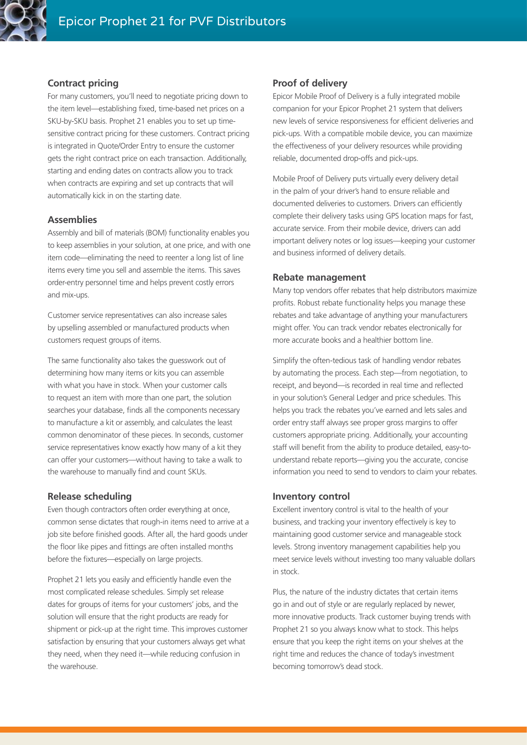## Contract pricing

For many customers, you'll need to negotiate pricing down to the item level—establishing fixed, time-based net prices on a SKU-by-SKU basis. Prophet 21 enables you to set up time-sensitive contract pricing for these customers. Contract pricing is integrated in Quote/Order Entry to ensure the customer gets the right contract price on each transaction. Additionally, starting and ending dates on contracts allow you to track when contracts are expiring and set up contracts that will automatically kick in on the starting date.

## Assemblies

Assembly and bill of materials (BOM) functionality enables you to keep assemblies in your solution, at one price, and with one item code—eliminating the need to reenter a long list of line items every time you sell and assemble the items. This saves order-entry personnel time and helps prevent costly errors and mix-ups.

Customer service representatives can also increase sales by upselling assembled or manufactured products when customers request groups of items.

The same functionality also takes the guesswork out of determining how many items or kits you can assemble with what you have in stock. When your customer calls to request an item with more than one part, the solution searches your database, finds all the components necessary to manufacture a kit or assembly, and calculates the least common denominator of these pieces. In seconds, customer service representatives know exactly how many of a kit they can offer your customers—without having to take a walk to the warehouse to manually find and count SKUs.

## Release scheduling

Even though contractors often order everything at once, common sense dictates that rough-in items need to arrive at a job site before finished goods. After all, the hard goods under the floor like pipes and fittings are often installed months before the fixtures—especially on large projects.

Prophet 21 lets you easily and efficiently handle even the most complicated release schedules. Simply set release dates for groups of items for your customers' jobs, and the solution will ensure that the right products are ready for shipment or pick-up at the right time. This improves customer satisfaction by ensuring that your customers always get what they need, when they need it—while reducing confusion in the warehouse.

## Proof of delivery

Epicor Mobile Proof of Delivery is a fully integrated mobile companion for your Epicor Prophet 21 system that delivers new levels of service responsiveness for efficient deliveries and pick-ups. With a compatible mobile device, you can maximize the effectiveness of your delivery resources while providing reliable, documented drop-offs and pick-ups.

Mobile Proof of Delivery puts virtually every delivery detail in the palm of your driver's hand to ensure reliable and documented deliveries to customers. Drivers can efficiently complete their delivery tasks using GPS location maps for fast, accurate service. From their mobile device, drivers can add important delivery notes or log issues—keeping your customer and business informed of delivery details.

## Rebate management

Many top vendors offer rebates that help distributors maximize profits. Robust rebate functionality helps you manage these rebates and take advantage of anything your manufacturers might offer. You can track vendor rebates electronically for more accurate books and a healthier bottom line.

Simplify the often-tedious task of handling vendor rebates by automating the process. Each step—from negotiation, to receipt, and beyond—is recorded in real time and reflected in your solution's General Ledger and price schedules. This helps you track the rebates you've earned and lets sales and order entry staff always see proper gross margins to offer customers appropriate pricing. Additionally, your accounting staff will benefit from the ability to produce detailed, easy-to-understand rebate reports—giving you the accurate, concise information you need to send to vendors to claim your rebates.

## Inventory control

Excellent inventory control is vital to the health of your business, and tracking your inventory effectively is key to maintaining good customer service and manageable stock levels. Strong inventory management capabilities help you meet service levels without investing too many valuable dollars in stock.

Plus, the nature of the industry dictates that certain items go in and out of style or are regularly replaced by newer, more innovative products. Track customer buying trends with Prophet 21 so you always know what to stock. This helps ensure that you keep the right items on your shelves at the right time and reduces the chance of today's investment becoming tomorrow's dead stock.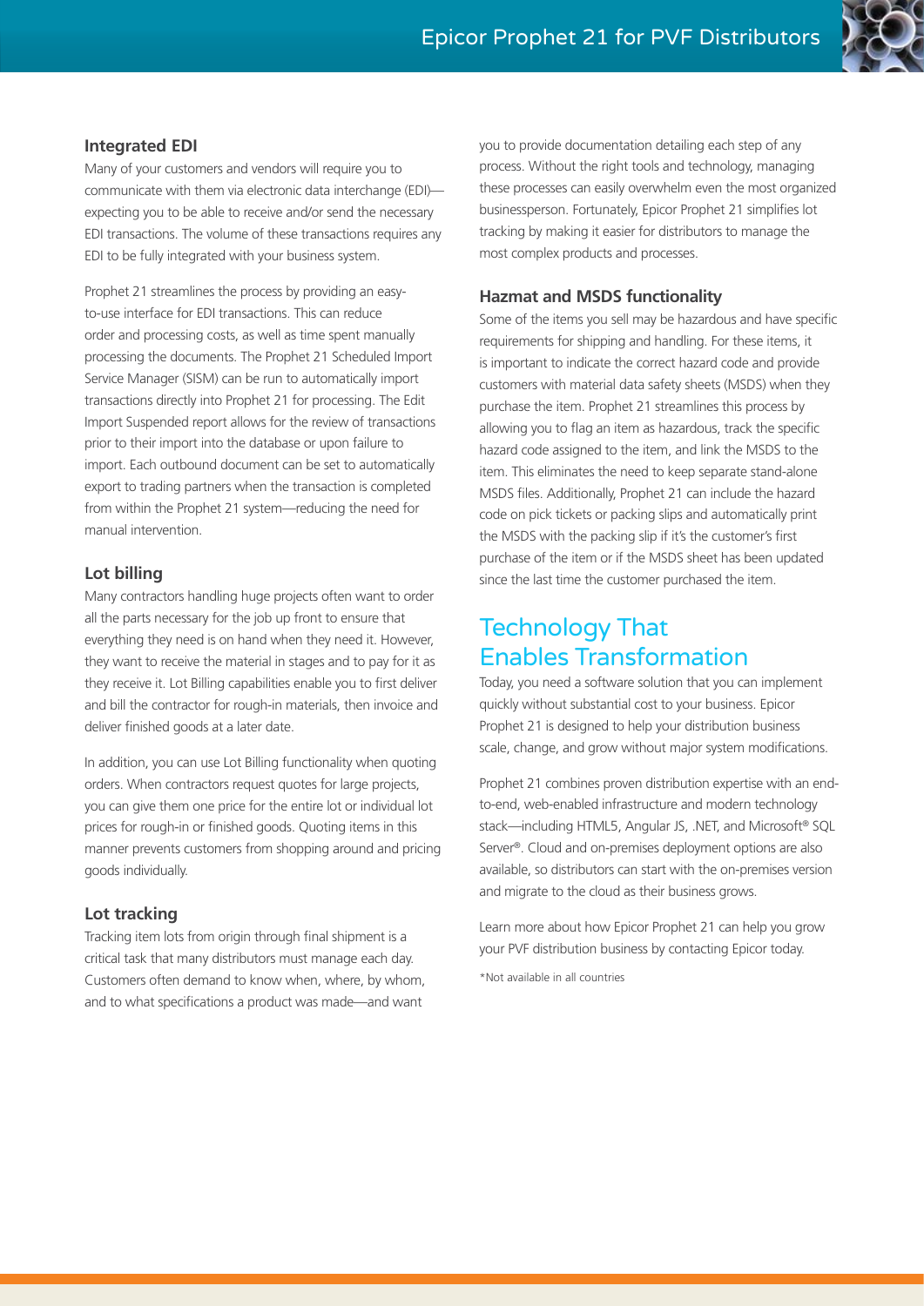### Integrated EDI

Many of your customers and vendors will require you to communicate with them via electronic data interchange (EDI)—expecting you to be able to receive and/or send the necessary EDI transactions. The volume of these transactions requires any EDI to be fully integrated with your business system.

Prophet 21 streamlines the process by providing an easy-to-use interface for EDI transactions. This can reduce order and processing costs, as well as time spent manually processing the documents. The Prophet 21 Scheduled Import Service Manager (SISM) can be run to automatically import transactions directly into Prophet 21 for processing. The Edit Import Suspended report allows for the review of transactions prior to their import into the database or upon failure to import. Each outbound document can be set to automatically export to trading partners when the transaction is completed from within the Prophet 21 system—reducing the need for manual intervention.

### Lot billing

Many contractors handling huge projects often want to order all the parts necessary for the job up front to ensure that everything they need is on hand when they need it. However, they want to receive the material in stages and to pay for it as they receive it. Lot Billing capabilities enable you to first deliver and bill the contractor for rough-in materials, then invoice and deliver finished goods at a later date.

In addition, you can use Lot Billing functionality when quoting orders. When contractors request quotes for large projects, you can give them one price for the entire lot or individual lot prices for rough-in or finished goods. Quoting items in this manner prevents customers from shopping around and pricing goods individually.

### Lot tracking

Tracking item lots from origin through final shipment is a critical task that many distributors must manage each day. Customers often demand to know when, where, by whom, and to what specifications a product was made—and want you to provide documentation detailing each step of any process. Without the right tools and technology, managing these processes can easily overwhelm even the most organized businessperson. Fortunately, Epicor Prophet 21 simplifies lot tracking by making it easier for distributors to manage the most complex products and processes.

### Hazmat and MSDS functionality

Some of the items you sell may be hazardous and have specific requirements for shipping and handling. For these items, it is important to indicate the correct hazard code and provide customers with material data safety sheets (MSDS) when they purchase the item. Prophet 21 streamlines this process by allowing you to flag an item as hazardous, track the specific hazard code assigned to the item, and link the MSDS to the item. This eliminates the need to keep separate stand-alone MSDS files. Additionally, Prophet 21 can include the hazard code on pick tickets or packing slips and automatically print the MSDS with the packing slip if it's the customer's first purchase of the item or if the MSDS sheet has been updated since the last time the customer purchased the item.

## Technology That Enables Transformation

Today, you need a software solution that you can implement quickly without substantial cost to your business. Epicor Prophet 21 is designed to help your distribution business scale, change, and grow without major system modifications.

Prophet 21 combines proven distribution expertise with an end-to-end, web-enabled infrastructure and modern technology stack—including HTML5, Angular JS, .NET, and Microsoft® SQL Server®. Cloud and on-premises deployment options are also available, so distributors can start with the on-premises version and migrate to the cloud as their business grows.

Learn more about how Epicor Prophet 21 can help you grow your PVF distribution business by contacting Epicor today.

*Not available in all countries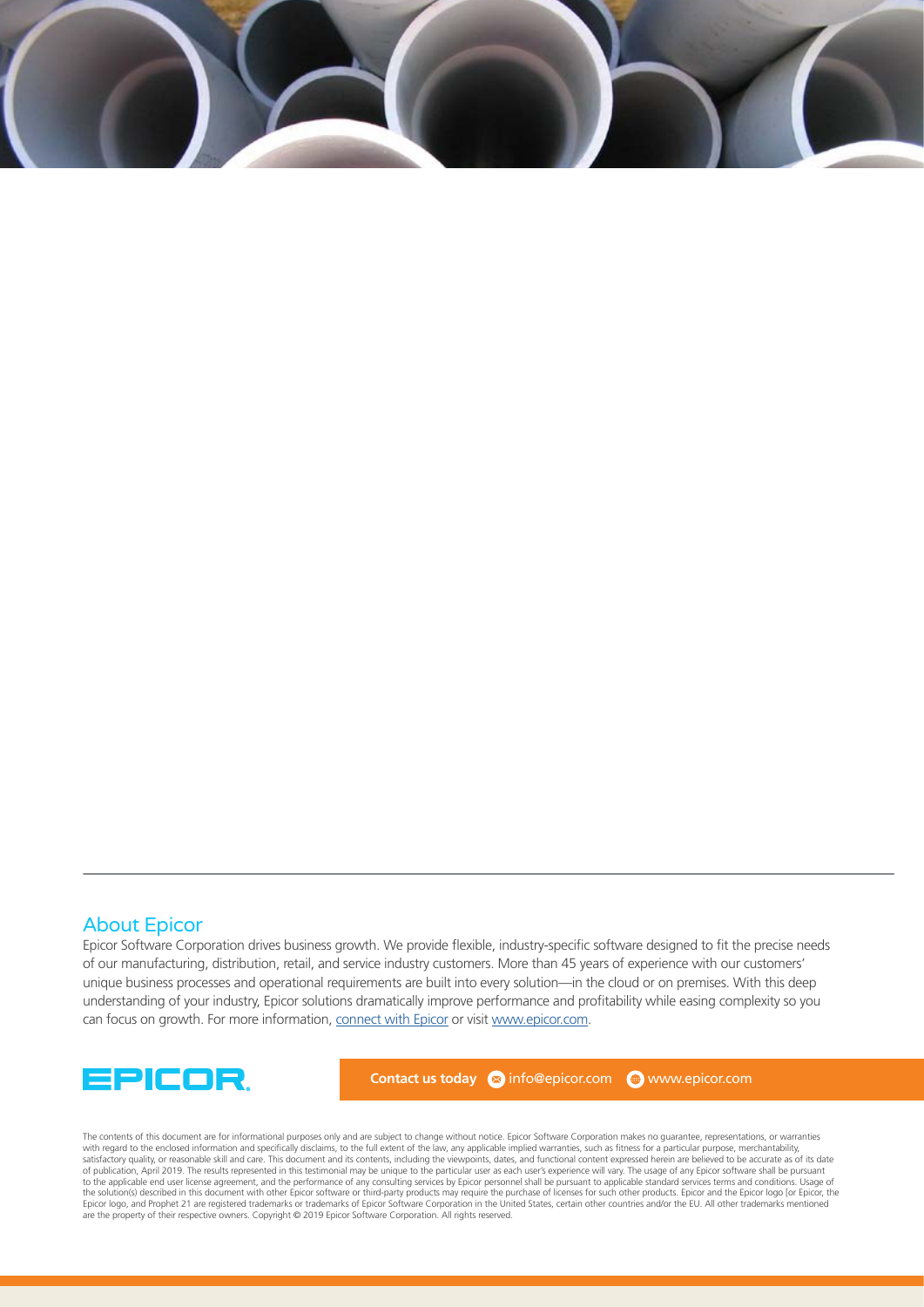## About Epicor

Epicor Software Corporation drives business growth. We provide flexible, industry-specific software designed to fit the precise needs of our manufacturing, distribution, retail, and service industry customers. More than 45 years of experience with our customers' unique business processes and operational requirements are built into every solution—in the cloud or on premises. With this deep understanding of your industry, Epicor solutions dramatically improve performance and profitability while easing complexity so you can focus on growth. For more information, connect with Epicor or visit www.epicor.com.

EPICOR.

**Contact us today** info@epicor.com www.epicor.com

The contents of this document are for informational purposes only and are subject to change without notice. Epicor Software Corporation makes no guarantee, representations, or warranties with regard to the enclosed information and specifically disclaims, to the full extent of the law, any applicable implied warranties, such as fitness for a particular purpose, merchantability, satisfactory quality, or reasonable skill and care. This document and its contents, including the viewpoints, dates, and functional content expressed herein are believed to be accurate as of its date of publication, April 2019. The results represented in this testimonial may be unique to the particular user as each user's experience will vary. The usage of any Epicor software shall be pursuant to the applicable end user license agreement, and the performance of any consulting services by Epicor personnel shall be pursuant to applicable standard services terms and conditions. Usage of the solution(s) described in this document with other Epicor software or third-party products may require the purchase of licenses for such other products. Epicor and the Epicor logo [or Epicor, the Epicor logo, and Prophet 21 are registered trademarks or trademarks of Epicor Software Corporation in the United States, certain other countries and/or the EU. All other trademarks mentioned are the property of their respective owners. Copyright © 2019 Epicor Software Corporation. All rights reserved.